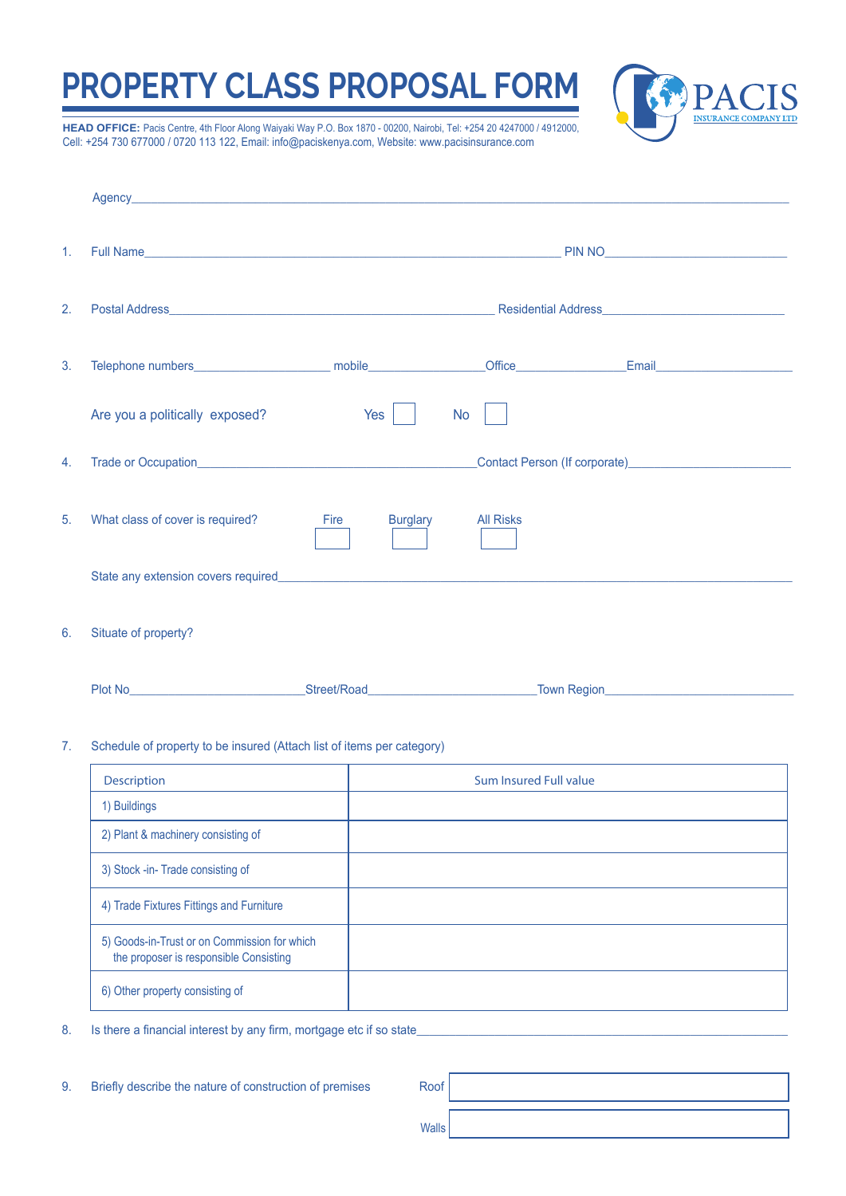# PROPERTY CLASS PROPOSAL FORM

PACIS INSURANCE COMPANY LTD

**HEAD OFFICE:** Pacis Centre, 4th Floor Along Waiyaki Way P.O. Box 1870 - 00200, Nairobi, Tel: +254 20 4247000 / 4912000, Cell: +254 730 677000 / 0720 113 122, Email: info@paciskenya.com, Website: www.pacisinsurance.com

Agency\_\_\_\_\_\_\_\_\_\_\_\_\_\_\_\_\_\_\_\_\_\_\_\_\_\_\_\_\_\_\_\_\_\_\_\_\_\_\_\_

1. Full Name\_\_\_\_\_\_\_\_\_\_\_\_\_\_\_\_\_\_\_\_\_\_\_\_\_\_\_\_\_\_ PIN NO\_\_\_\_\_\_\_\_\_\_\_\_\_\_\_\_

2. Postal Address\_\_\_\_\_\_\_\_\_\_\_\_\_\_\_\_\_\_\_\_\_\_\_\_\_\_ Residential Address\_\_\_\_\_\_\_\_\_\_\_\_\_\_\_\_

3. Telephone numbers\_\_\_\_\_\_\_\_\_\_\_\_ mobile\_\_\_\_\_\_\_\_\_\_\_\_ Office\_\_\_\_\_\_\_\_\_\_\_\_ Email\_\_\_\_\_\_\_\_\_\_\_\_

   Are you a politically exposed? Yes ☐ No ☐

4. Trade or Occupation\_\_\_\_\_\_\_\_\_\_\_\_\_\_\_\_\_\_\_\_\_\_\_\_ Contact Person (If corporate)\_\_\_\_\_\_\_\_\_\_\_\_\_\_\_\_

5. What class of cover is required? Fire ☐ Burglary ☐ All Risks ☐

   State any extension covers required\_\_\_\_\_\_\_\_\_\_\_\_\_\_\_\_\_\_\_\_\_\_\_\_\_\_\_\_\_\_\_\_

6. Situate of property?

   Plot No\_\_\_\_\_\_\_\_\_\_\_\_\_\_\_\_ Street/Road\_\_\_\_\_\_\_\_\_\_\_\_\_\_\_\_ Town Region\_\_\_\_\_\_\_\_\_\_\_\_\_\_\_\_

7. Schedule of property to be insured (Attach list of items per category)

| Description | Sum Insured Full value |
|---|---|
| 1) Buildings | |
| 2) Plant & machinery consisting of | |
| 3) Stock -in- Trade consisting of | |
| 4) Trade Fixtures Fittings and Furniture | |
| 5) Goods-in-Trust or on Commission for which the proposer is responsible Consisting | |
| 6) Other property consisting of | |

8. Is there a financial interest by any firm, mortgage etc if so state\_\_\_\_\_\_\_\_\_\_\_\_\_\_\_\_\_\_\_\_\_\_\_\_

9. Briefly describe the nature of construction of premises

   Roof ☐

   Walls ☐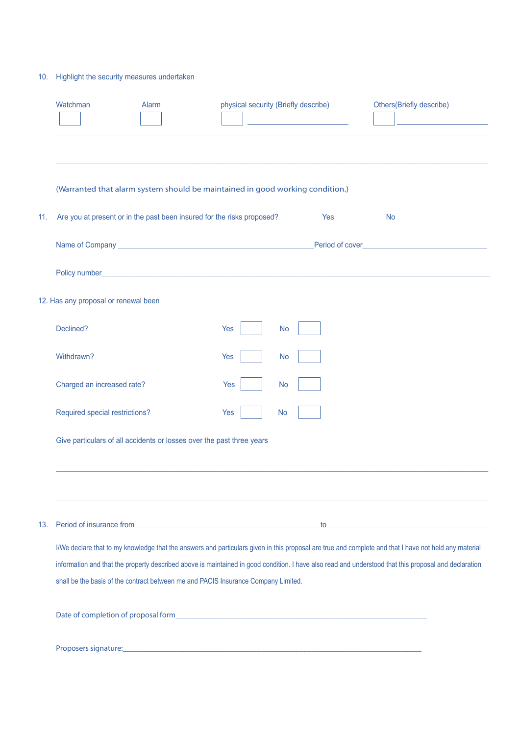10. Highlight the security measures undertaken

Watchman ☐ Alarm ☐ physical security (Briefly describe) ☐ ____________ Others(Briefly describe) ☐ ____________

______________________________________________________________________________

______________________________________________________________________________

(Warranted that alarm system should be maintained in good working condition.)

11. Are you at present or in the past been insured for the risks proposed? Yes No

Name of Company ____________________________________________ Period of cover ____________________________

Policy number________________________________________________________________________________

12. Has any proposal or renewal been

| | | | | |
|---|---|---|---|---|
| Declined? | Yes | ☐ | No | ☐ |
| Withdrawn? | Yes | ☐ | No | ☐ |
| Charged an increased rate? | Yes | ☐ | No | ☐ |
| Required special restrictions? | Yes | ☐ | No | ☐ |

Give particulars of all accidents or losses over the past three years

______________________________________________________________________________

______________________________________________________________________________

13. Period of insurance from ____________________________________________ to ____________________________________________

I/We declare that to my knowledge that the answers and particulars given in this proposal are true and complete and that I have not held any material information and that the property described above is maintained in good condition. I have also read and understood that this proposal and declaration shall be the basis of the contract between me and PACIS Insurance Company Limited.

Date of completion of proposal form____________________________________________________________

Proposers signature:____________________________________________________________